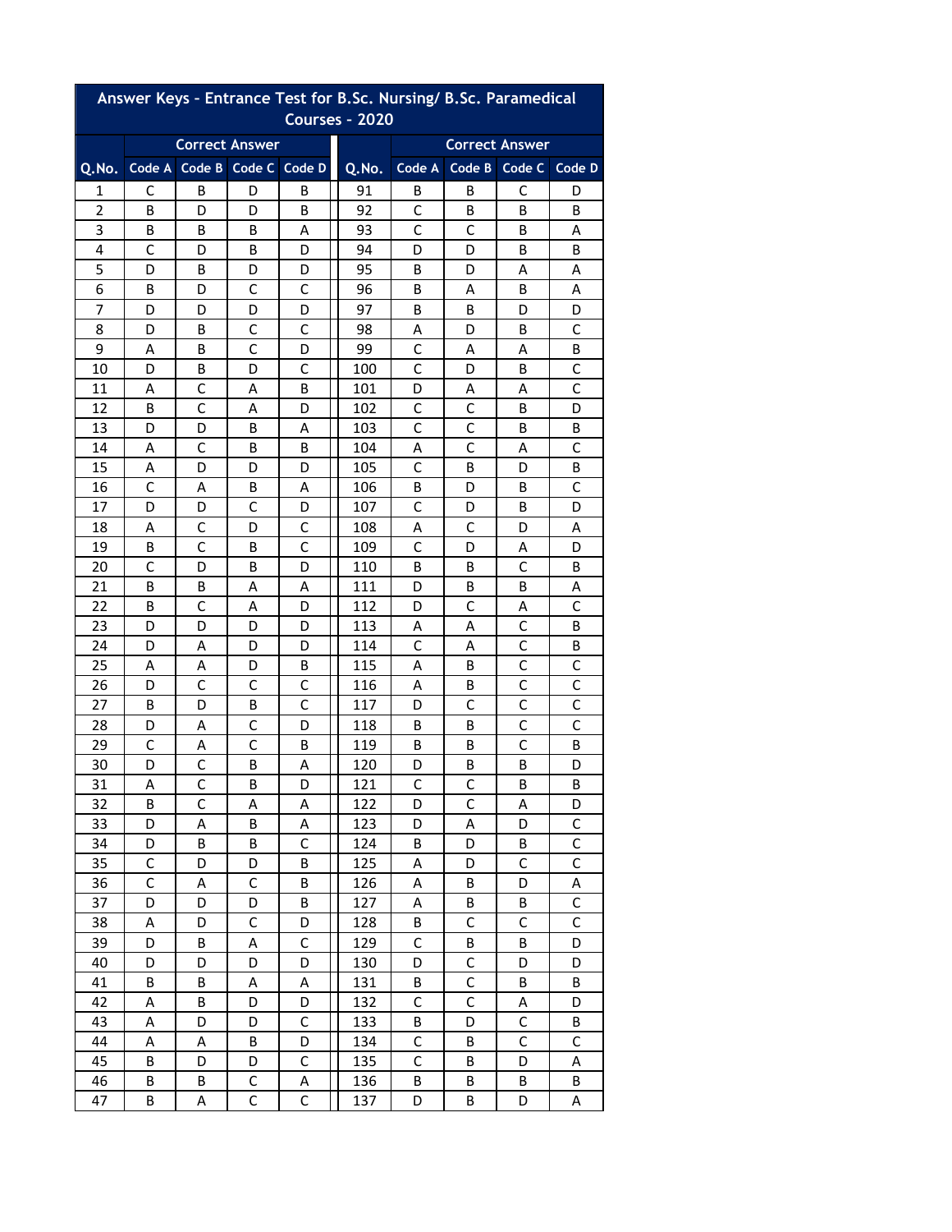# Answer Keys - Entrance Test for B.Sc. Nursing/ B.Sc. Paramedical Courses - 2020

| Q.No. | Correct Answer | | | | Q.No. | Correct Answer | | | |
|---|---|---|---|---|---|---|---|---|---|
| | Code A | Code B | Code C | Code D | | Code A | Code B | Code C | Code D |
| 1 | C | B | D | B | 91 | B | B | C | D |
| 2 | B | D | D | B | 92 | C | B | B | B |
| 3 | B | B | B | A | 93 | C | C | B | A |
| 4 | C | D | B | D | 94 | D | D | B | B |
| 5 | D | B | D | D | 95 | B | D | A | A |
| 6 | B | D | C | C | 96 | B | A | B | A |
| 7 | D | D | D | D | 97 | B | B | D | D |
| 8 | D | B | C | C | 98 | A | D | B | C |
| 9 | A | B | C | D | 99 | C | A | A | B |
| 10 | D | B | D | C | 100 | C | D | B | C |
| 11 | A | C | A | B | 101 | D | A | A | C |
| 12 | B | C | A | D | 102 | C | C | B | D |
| 13 | D | D | B | A | 103 | C | C | B | B |
| 14 | A | C | B | B | 104 | A | C | A | C |
| 15 | A | D | D | D | 105 | C | B | D | B |
| 16 | C | A | B | A | 106 | B | D | B | C |
| 17 | D | D | C | D | 107 | C | D | B | D |
| 18 | A | C | D | C | 108 | A | C | D | A |
| 19 | B | C | B | C | 109 | C | D | A | D |
| 20 | C | D | B | D | 110 | B | B | C | B |
| 21 | B | B | A | A | 111 | D | B | B | A |
| 22 | B | C | A | D | 112 | D | C | A | C |
| 23 | D | D | D | D | 113 | A | A | C | B |
| 24 | D | A | D | D | 114 | C | A | C | B |
| 25 | A | A | D | B | 115 | A | B | C | C |
| 26 | D | C | C | C | 116 | A | B | C | C |
| 27 | B | D | B | C | 117 | D | C | C | C |
| 28 | D | A | C | D | 118 | B | B | C | C |
| 29 | C | A | C | B | 119 | B | B | C | B |
| 30 | D | C | B | A | 120 | D | B | B | D |
| 31 | A | C | B | D | 121 | C | C | B | B |
| 32 | B | C | A | A | 122 | D | C | A | D |
| 33 | D | A | B | A | 123 | D | A | D | C |
| 34 | D | B | B | C | 124 | B | D | B | C |
| 35 | C | D | D | B | 125 | A | D | C | C |
| 36 | C | A | C | B | 126 | A | B | D | A |
| 37 | D | D | D | B | 127 | A | B | B | C |
| 38 | A | D | C | D | 128 | B | C | C | C |
| 39 | D | B | A | C | 129 | C | B | B | D |
| 40 | D | D | D | D | 130 | D | C | D | D |
| 41 | B | B | A | A | 131 | B | C | B | B |
| 42 | A | B | D | D | 132 | C | C | A | D |
| 43 | A | D | D | C | 133 | B | D | C | B |
| 44 | A | A | B | D | 134 | C | B | C | C |
| 45 | B | D | D | C | 135 | C | B | D | A |
| 46 | B | B | C | A | 136 | B | B | B | B |
| 47 | B | A | C | C | 137 | D | B | D | A |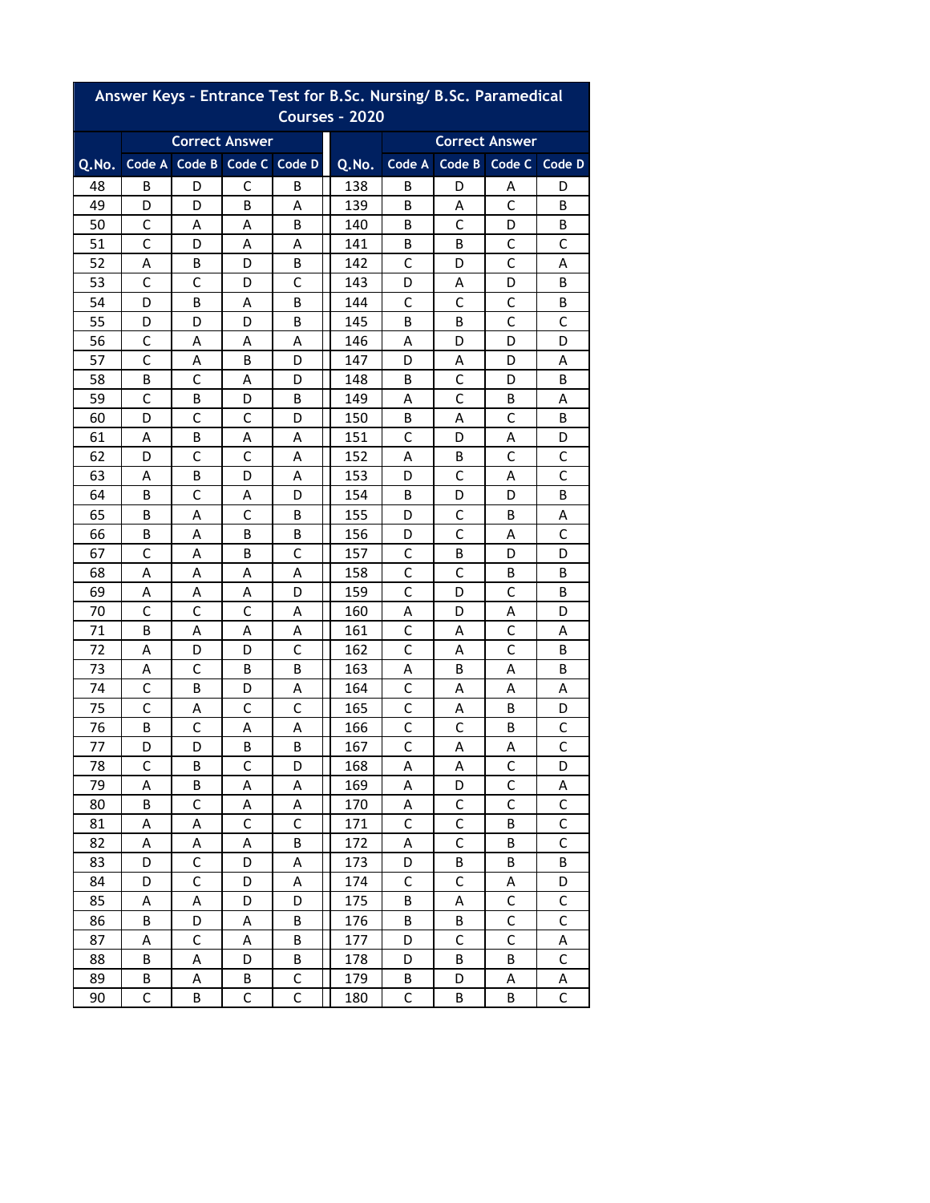# Answer Keys - Entrance Test for B.Sc. Nursing/ B.Sc. Paramedical Courses - 2020

| | Correct Answer | | | | | | Correct Answer | | | |
|---|---|---|---|---|---|---|---|---|---|---|
| Q.No. | Code A | Code B | Code C | Code D | | Q.No. | Code A | Code B | Code C | Code D |
| 48 | B | D | C | B | | 138 | B | D | A | D |
| 49 | D | D | B | A | | 139 | B | A | C | B |
| 50 | C | A | A | B | | 140 | B | C | D | B |
| 51 | C | D | A | A | | 141 | B | B | C | C |
| 52 | A | B | D | B | | 142 | C | D | C | A |
| 53 | C | C | D | C | | 143 | D | A | D | B |
| 54 | D | B | A | B | | 144 | C | C | C | B |
| 55 | D | D | D | B | | 145 | B | B | C | C |
| 56 | C | A | A | A | | 146 | A | D | D | D |
| 57 | C | A | B | D | | 147 | D | A | D | A |
| 58 | B | C | A | D | | 148 | B | C | D | B |
| 59 | C | B | D | B | | 149 | A | C | B | A |
| 60 | D | C | C | D | | 150 | B | A | C | B |
| 61 | A | B | A | A | | 151 | C | D | A | D |
| 62 | D | C | C | A | | 152 | A | B | C | C |
| 63 | A | B | D | A | | 153 | D | C | A | C |
| 64 | B | C | A | D | | 154 | B | D | D | B |
| 65 | B | A | C | B | | 155 | D | C | B | A |
| 66 | B | A | B | B | | 156 | D | C | A | C |
| 67 | C | A | B | C | | 157 | C | B | D | D |
| 68 | A | A | A | A | | 158 | C | C | B | B |
| 69 | A | A | A | D | | 159 | C | D | C | B |
| 70 | C | C | C | A | | 160 | A | D | A | D |
| 71 | B | A | A | A | | 161 | C | A | C | A |
| 72 | A | D | D | C | | 162 | C | A | C | B |
| 73 | A | C | B | B | | 163 | A | B | A | B |
| 74 | C | B | D | A | | 164 | C | A | A | A |
| 75 | C | A | C | C | | 165 | C | A | B | D |
| 76 | B | C | A | A | | 166 | C | C | B | C |
| 77 | D | D | B | B | | 167 | C | A | A | C |
| 78 | C | B | C | D | | 168 | A | A | C | D |
| 79 | A | B | A | A | | 169 | A | D | C | A |
| 80 | B | C | A | A | | 170 | A | C | C | C |
| 81 | A | A | C | C | | 171 | C | C | B | C |
| 82 | A | A | A | B | | 172 | A | C | B | C |
| 83 | D | C | D | A | | 173 | D | B | B | B |
| 84 | D | C | D | A | | 174 | C | C | A | D |
| 85 | A | A | D | D | | 175 | B | A | C | C |
| 86 | B | D | A | B | | 176 | B | B | C | C |
| 87 | A | C | A | B | | 177 | D | C | C | A |
| 88 | B | A | D | B | | 178 | D | B | B | C |
| 89 | B | A | B | C | | 179 | B | D | A | A |
| 90 | C | B | C | C | | 180 | C | B | B | C |